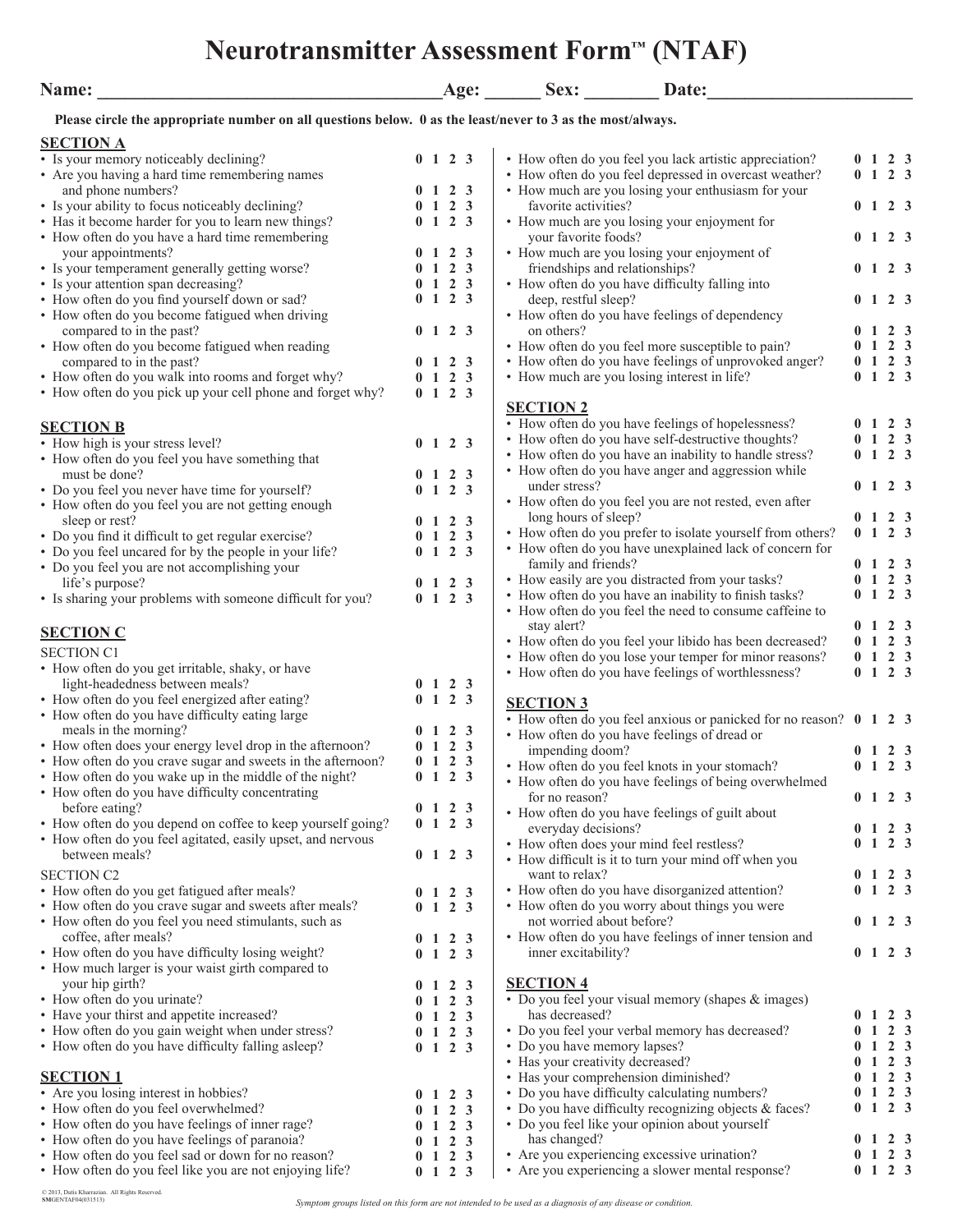# Neurotransmitter Assessment Form™ (NTAF)

**Name: \_\_\_\_\_\_\_\_\_\_\_\_\_\_\_\_\_\_\_\_\_\_\_\_\_\_\_\_\_\_\_\_\_\_\_\_ Age: \_\_\_\_\_\_ Sex: \_\_\_\_\_\_\_\_ Date: \_\_\_\_\_\_\_\_\_\_\_\_\_\_\_\_\_\_\_\_\_\_**

**Please circle the appropriate number on all questions below. 0 as the least/never to 3 as the most/always.**

## SECTION A

- Is your memory noticeably declining? **0 1 2 3**
- Are you having a hard time remembering names and phone numbers? **0 1 2 3**
- Is your ability to focus noticeably declining? **0 1 2 3**
- Has it become harder for you to learn new things? **0 1 2 3**
- How often do you have a hard time remembering your appointments? **0 1 2 3**
- Is your temperament generally getting worse? **0 1 2 3**
- Is your attention span decreasing? **0 1 2 3**
- How often do you find yourself down or sad? **0 1 2 3**
- How often do you become fatigued when driving compared to in the past? **0 1 2 3**
- How often do you become fatigued when reading compared to in the past? **0 1 2 3**
- How often do you walk into rooms and forget why? **0 1 2 3**
- How often do you pick up your cell phone and forget why? **0 1 2 3**

## SECTION B

- How high is your stress level? **0 1 2 3**
- How often do you feel you have something that must be done? **0 1 2 3**
- Do you feel you never have time for yourself? **0 1 2 3**
- How often do you feel you are not getting enough sleep or rest? **0 1 2 3**
- Do you find it difficult to get regular exercise? **0 1 2 3**
- Do you feel uncared for by the people in your life? **0 1 2 3**
- Do you feel you are not accomplishing your life's purpose? **0 1 2 3**
- Is sharing your problems with someone difficult for you? **0 1 2 3**

## SECTION C

### SECTION C1

- How often do you get irritable, shaky, or have light-headedness between meals? **0 1 2 3**
- How often do you feel energized after eating? **0 1 2 3**
- How often do you have difficulty eating large meals in the morning? **0 1 2 3**
- How often does your energy level drop in the afternoon? **0 1 2 3**
- How often do you crave sugar and sweets in the afternoon? **0 1 2 3**
- How often do you wake up in the middle of the night? **0 1 2 3**
- How often do you have difficulty concentrating before eating? **0 1 2 3**
- How often do you depend on coffee to keep yourself going? **0 1 2 3**
- How often do you feel agitated, easily upset, and nervous between meals? **0 1 2 3**

### SECTION C2

- How often do you get fatigued after meals? **0 1 2 3**
- How often do you crave sugar and sweets after meals? **0 1 2 3**
- How often do you feel you need stimulants, such as coffee, after meals? **0 1 2 3**
- How often do you have difficulty losing weight? **0 1 2 3**
- How much larger is your waist girth compared to your hip girth? **0 1 2 3**
- How often do you urinate? **0 1 2 3**
- Have your thirst and appetite increased? **0 1 2 3**
- How often do you gain weight when under stress? **0 1 2 3**
- How often do you have difficulty falling asleep? **0 1 2 3**

## SECTION 1

- Are you losing interest in hobbies? **0 1 2 3**
- How often do you feel overwhelmed? **0 1 2 3**
- How often do you have feelings of inner rage? **0 1 2 3**
- How often do you have feelings of paranoia? **0 1 2 3**
- How often do you feel sad or down for no reason? **0 1 2 3**
- How often do you feel like you are not enjoying life? **0 1 2 3**
- How often do you feel you lack artistic appreciation? **0 1 2 3**
- How often do you feel depressed in overcast weather? **0 1 2 3**
- How much are you losing your enthusiasm for your favorite activities? **0 1 2 3**
- How much are you losing your enjoyment for your favorite foods? **0 1 2 3**
- How much are you losing your enjoyment of friendships and relationships? **0 1 2 3**
- How often do you have difficulty falling into deep, restful sleep? **0 1 2 3**
- How often do you have feelings of dependency on others? **0 1 2 3**
- How often do you feel more susceptible to pain? **0 1 2 3**
- How often do you have feelings of unprovoked anger? **0 1 2 3**
- How much are you losing interest in life? **0 1 2 3**

## SECTION 2

- How often do you have feelings of hopelessness? **0 1 2 3**
- How often do you have self-destructive thoughts? **0 1 2 3**
- How often do you have an inability to handle stress? **0 1 2 3**
- How often do you have anger and aggression while under stress? **0 1 2 3**
- How often do you feel you are not rested, even after long hours of sleep? **0 1 2 3**
- How often do you prefer to isolate yourself from others? **0 1 2 3**
- How often do you have unexplained lack of concern for family and friends? **0 1 2 3**
- How easily are you distracted from your tasks? **0 1 2 3**
- How often do you have an inability to finish tasks? **0 1 2 3**
- How often do you feel the need to consume caffeine to stay alert? **0 1 2 3**
- How often do you feel your libido has been decreased? **0 1 2 3**
- How often do you lose your temper for minor reasons? **0 1 2 3**
- How often do you have feelings of worthlessness? **0 1 2 3**

## SECTION 3

- How often do you feel anxious or panicked for no reason? **0 1 2 3**
- How often do you have feelings of dread or impending doom? **0 1 2 3**
- How often do you feel knots in your stomach? **0 1 2 3**
- How often do you have feelings of being overwhelmed for no reason? **0 1 2 3**
- How often do you have feelings of guilt about everyday decisions? **0 1 2 3**
- How often does your mind feel restless? **0 1 2 3**
- How difficult is it to turn your mind off when you want to relax? **0 1 2 3**
- How often do you have disorganized attention? **0 1 2 3**
- How often do you worry about things you were not worried about before? **0 1 2 3**
- How often do you have feelings of inner tension and inner excitability? **0 1 2 3**

## SECTION 4

- Do you feel your visual memory (shapes & images) has decreased? **0 1 2 3**
- Do you feel your verbal memory has decreased? **0 1 2 3**
- Do you have memory lapses? **0 1 2 3**
- Has your creativity decreased? **0 1 2 3**
- Has your comprehension diminished? **0 1 2 3**
- Do you have difficulty calculating numbers? **0 1 2 3**
- Do you have difficulty recognizing objects & faces? **0 1 2 3**
- Do you feel like your opinion about yourself has changed? **0 1 2 3**
- Are you experiencing excessive urination? **0 1 2 3**
- Are you experiencing a slower mental response? **0 1 2 3**

© 2013, Datis Kharrazian. All Rights Reserved.
SMGENTAF04(031513)

*Symptom groups listed on this form are not intended to be used as a diagnosis of any disease or condition.*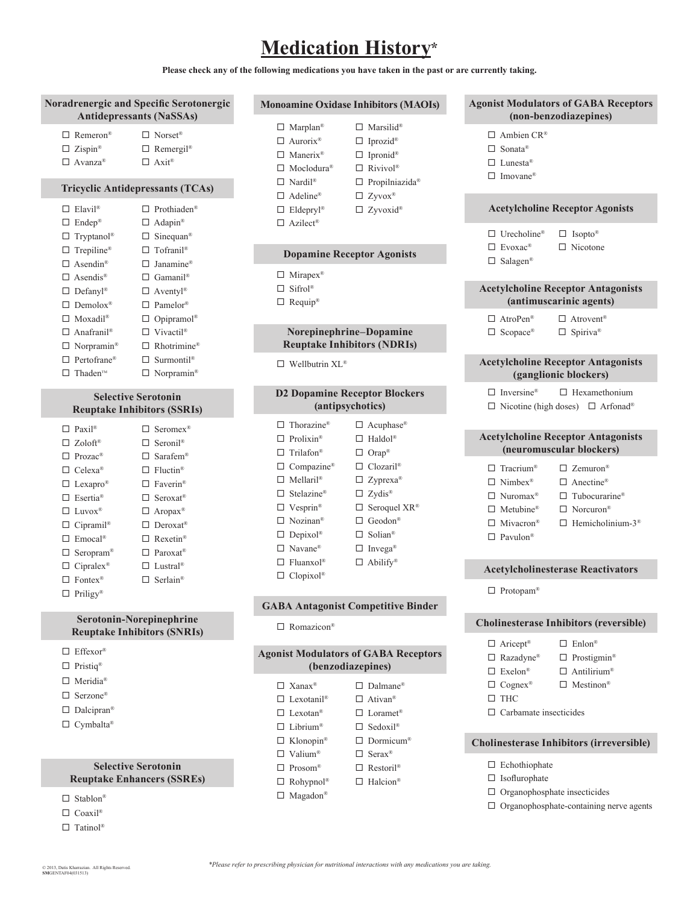# Medication History*

**Please check any of the following medications you have taken in the past or are currently taking.**

## Noradrenergic and Specific Serotonergic Antidepressants (NaSSAs)

- ☐ Remeron®
- ☐ Zispin®
- ☐ Avanza®
- ☐ Norset®
- ☐ Remergil®
- ☐ Axit®

## Tricyclic Antidepressants (TCAs)

- ☐ Elavil®
- ☐ Endep®
- ☐ Tryptanol®
- ☐ Trepiline®
- ☐ Asendin®
- ☐ Asendis®
- ☐ Defanyl®
- ☐ Demolox®
- ☐ Moxadil®
- ☐ Anafranil®
- ☐ Norpramin®
- ☐ Pertofrane®
- ☐ Thaden™
- ☐ Prothiaden®
- ☐ Adapin®
- ☐ Sinequan®
- ☐ Tofranil®
- ☐ Janamine®
- ☐ Gamanil®
- ☐ Aventyl®
- ☐ Pamelor®
- ☐ Opipramol®
- ☐ Vivactil®
- ☐ Rhotrimine®
- ☐ Surmontil®
- ☐ Norpramin®

## Selective Serotonin Reuptake Inhibitors (SSRIs)

- ☐ Paxil®
- ☐ Zoloft®
- ☐ Prozac®
- ☐ Celexa®
- ☐ Lexapro®
- ☐ Esertia®
- ☐ Luvox®
- ☐ Cipramil®
- ☐ Emocal®
- ☐ Seropram®
- ☐ Cipralex®
- ☐ Fontex®
- ☐ Priligy®
- ☐ Seromex®
- ☐ Seronil®
- ☐ Sarafem®
- ☐ Fluctin®
- ☐ Faverin®
- ☐ Seroxat®
- ☐ Aropax®
- ☐ Deroxat®
- ☐ Rexetin®
- ☐ Paroxat®
- ☐ Lustral®
- ☐ Serlain®

## Serotonin-Norepinephrine Reuptake Inhibitors (SNRIs)

- ☐ Effexor®
- ☐ Pristiq®
- ☐ Meridia®
- ☐ Serzone®
- ☐ Dalcipran®
- ☐ Cymbalta®

## Selective Serotonin Reuptake Enhancers (SSREs)

- ☐ Stablon®
- ☐ Coaxil®
- ☐ Tatinol®

## Monoamine Oxidase Inhibitors (MAOIs)

- ☐ Marplan®
- ☐ Aurorix®
- ☐ Manerix®
- ☐ Moclodura®
- ☐ Nardil®
- ☐ Adeline®
- ☐ Eldepryl®
- ☐ Azilect®
- ☐ Marsilid®
- ☐ Iprozid®
- ☐ Ipronid®
- ☐ Rivivol®
- ☐ Propilniazida®
- ☐ Zyvox®
- ☐ Zyvoxid®

## Dopamine Receptor Agonists

- ☐ Mirapex®
- ☐ Sifrol®
- ☐ Requip®

## Norepinephrine–Dopamine Reuptake Inhibitors (NDRIs)

- ☐ Wellbutrin XL®

## D2 Dopamine Receptor Blockers (antipsychotics)

- ☐ Thorazine®
- ☐ Prolixin®
- ☐ Trilafon®
- ☐ Compazine®
- ☐ Mellaril®
- ☐ Stelazine®
- ☐ Vesprin®
- ☐ Nozinan®
- ☐ Depixol®
- ☐ Navane®
- ☐ Fluanxol®
- ☐ Clopixol®
- ☐ Acuphase®
- ☐ Haldol®
- ☐ Orap®
- ☐ Clozaril®
- ☐ Zyprexa®
- ☐ Zydis®
- ☐ Seroquel XR®
- ☐ Geodon®
- ☐ Solian®
- ☐ Invega®
- ☐ Abilify®

## GABA Antagonist Competitive Binder

- ☐ Romazicon®

## Agonist Modulators of GABA Receptors (benzodiazepines)

- ☐ Xanax®
- ☐ Lexotanil®
- ☐ Lexotan®
- ☐ Librium®
- ☐ Klonopin®
- ☐ Valium®
- ☐ Prosom®
- ☐ Rohypnol®
- ☐ Magadon®
- ☐ Dalmane®
- ☐ Ativan®
- ☐ Loramet®
- ☐ Sedoxil®
- ☐ Dormicum®
- ☐ Serax®
- ☐ Restoril®
- ☐ Halcion®

## Agonist Modulators of GABA Receptors (non-benzodiazepines)

- ☐ Ambien CR®
- ☐ Sonata®
- ☐ Lunesta®
- ☐ Imovane®

## Acetylcholine Receptor Agonists

- ☐ Urecholine®
- ☐ Evoxac®
- ☐ Salagen®
- ☐ Isopto®
- ☐ Nicotone

## Acetylcholine Receptor Antagonists (antimuscarinic agents)

- ☐ AtroPen®
- ☐ Scopace®
- ☐ Atrovent®
- ☐ Spiriva®

## Acetylcholine Receptor Antagonists (ganglionic blockers)

- ☐ Inversine®
- ☐ Hexamethonium
- ☐ Nicotine (high doses)
- ☐ Arfonad®

## Acetylcholine Receptor Antagonists (neuromuscular blockers)

- ☐ Tracrium®
- ☐ Nimbex®
- ☐ Nuromax®
- ☐ Metubine®
- ☐ Mivacron®
- ☐ Pavulon®
- ☐ Zemuron®
- ☐ Anectine®
- ☐ Tubocurarine®
- ☐ Norcuron®
- ☐ Hemicholinium-3®

## Acetylcholinesterase Reactivators

- ☐ Protopam®

## Cholinesterase Inhibitors (reversible)

- ☐ Aricept®
- ☐ Razadyne®
- ☐ Exelon®
- ☐ Cognex®
- ☐ THC
- ☐ Carbamate insecticides
- ☐ Enlon®
- ☐ Prostigmin®
- ☐ Antilirium®
- ☐ Mestinon®

## Cholinesterase Inhibitors (irreversible)

- ☐ Echothiophate
- ☐ Isoflurophate
- ☐ Organophosphate insecticides
- ☐ Organophosphate-containing nerve agents

*\*Please refer to prescribing physician for nutritional interactions with any medications you are taking.*

© 2013, Datis Kharrazian. All Rights Reserved.
SMGENTAF04(031513)